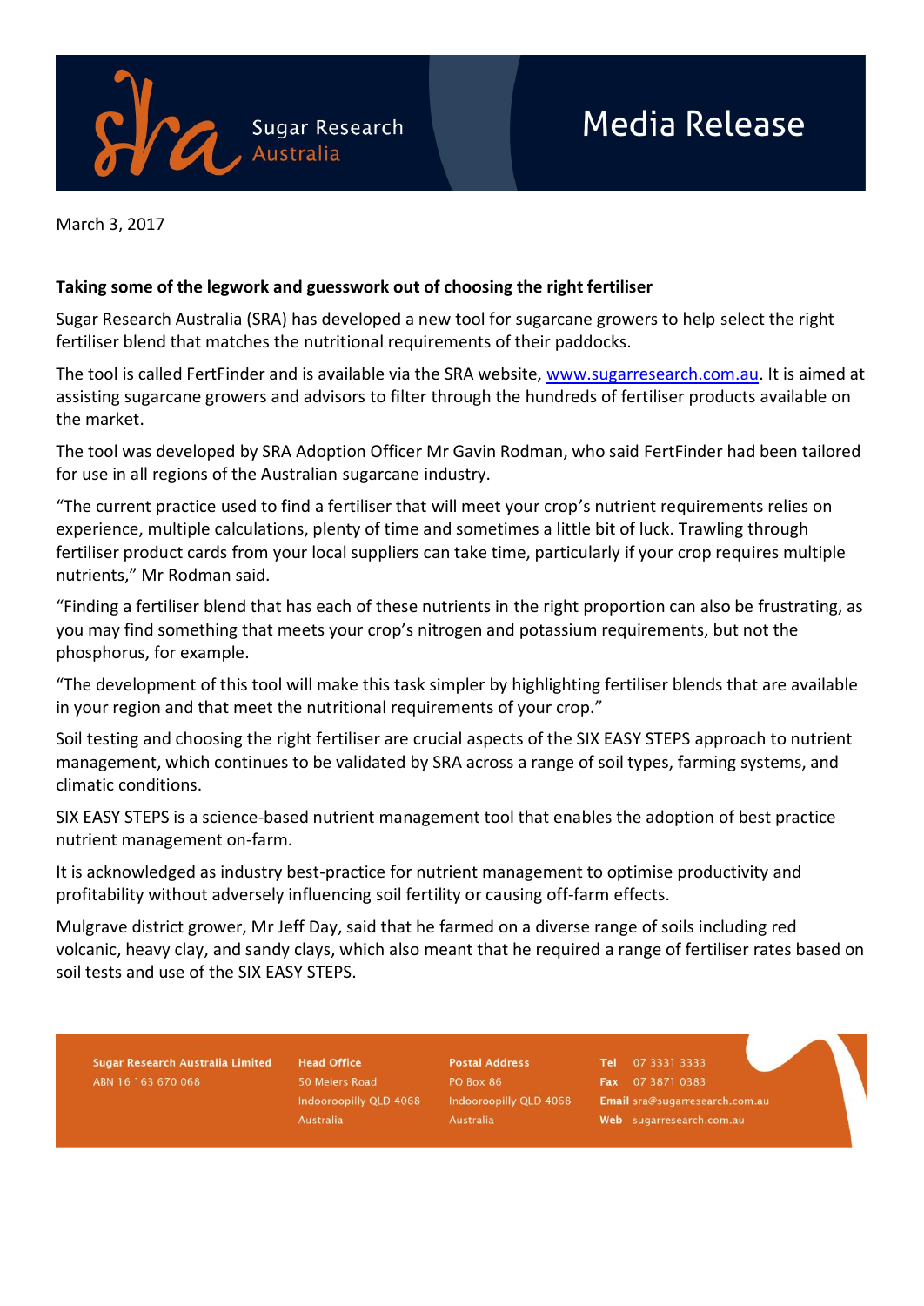Sugar Research Australia

# Media Release

March 3, 2017

**Taking some of the legwork and guesswork out of choosing the right fertiliser**

Sugar Research Australia (SRA) has developed a new tool for sugarcane growers to help select the right fertiliser blend that matches the nutritional requirements of their paddocks.

The tool is called FertFinder and is available via the SRA website, www.sugarresearch.com.au. It is aimed at assisting sugarcane growers and advisors to filter through the hundreds of fertiliser products available on the market.

The tool was developed by SRA Adoption Officer Mr Gavin Rodman, who said FertFinder had been tailored for use in all regions of the Australian sugarcane industry.

"The current practice used to find a fertiliser that will meet your crop's nutrient requirements relies on experience, multiple calculations, plenty of time and sometimes a little bit of luck. Trawling through fertiliser product cards from your local suppliers can take time, particularly if your crop requires multiple nutrients," Mr Rodman said.

"Finding a fertiliser blend that has each of these nutrients in the right proportion can also be frustrating, as you may find something that meets your crop's nitrogen and potassium requirements, but not the phosphorus, for example.

"The development of this tool will make this task simpler by highlighting fertiliser blends that are available in your region and that meet the nutritional requirements of your crop."

Soil testing and choosing the right fertiliser are crucial aspects of the SIX EASY STEPS approach to nutrient management, which continues to be validated by SRA across a range of soil types, farming systems, and climatic conditions.

SIX EASY STEPS is a science-based nutrient management tool that enables the adoption of best practice nutrient management on-farm.

It is acknowledged as industry best-practice for nutrient management to optimise productivity and profitability without adversely influencing soil fertility or causing off-farm effects.

Mulgrave district grower, Mr Jeff Day, said that he farmed on a diverse range of soils including red volcanic, heavy clay, and sandy clays, which also meant that he required a range of fertiliser rates based on soil tests and use of the SIX EASY STEPS.

**Sugar Research Australia Limited**
ABN 16 163 670 068

**Head Office**
50 Meiers Road
Indooroopilly QLD 4068
Australia

**Postal Address**
PO Box 86
Indooroopilly QLD 4068
Australia

**Tel** 07 3331 3333
**Fax** 07 3871 0383
**Email** sra@sugarresearch.com.au
**Web** sugarresearch.com.au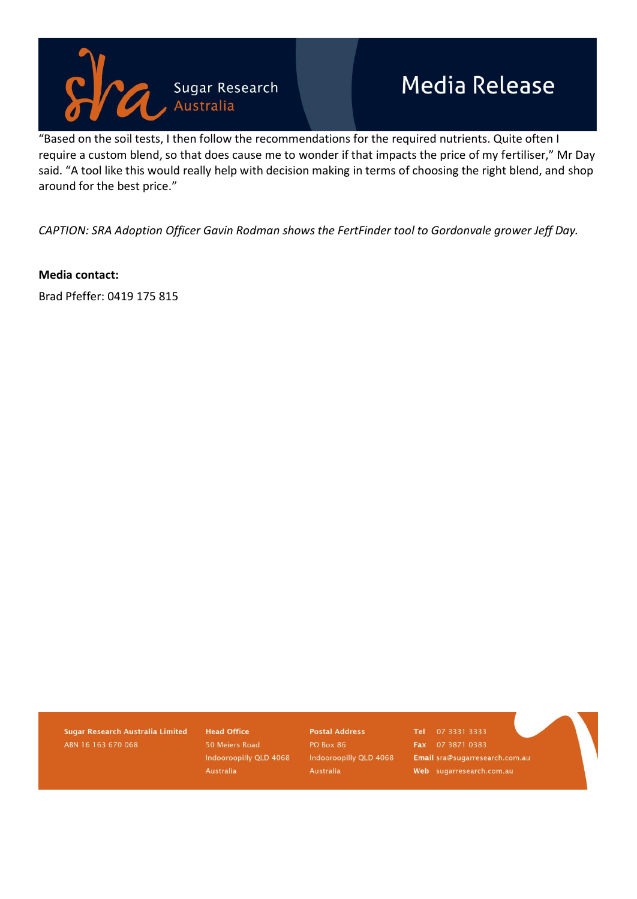"Based on the soil tests, I then follow the recommendations for the required nutrients. Quite often I require a custom blend, so that does cause me to wonder if that impacts the price of my fertiliser," Mr Day said. "A tool like this would really help with decision making in terms of choosing the right blend, and shop around for the best price."

*CAPTION: SRA Adoption Officer Gavin Rodman shows the FertFinder tool to Gordonvale grower Jeff Day.*

**Media contact:**

Brad Pfeffer: 0419 175 815